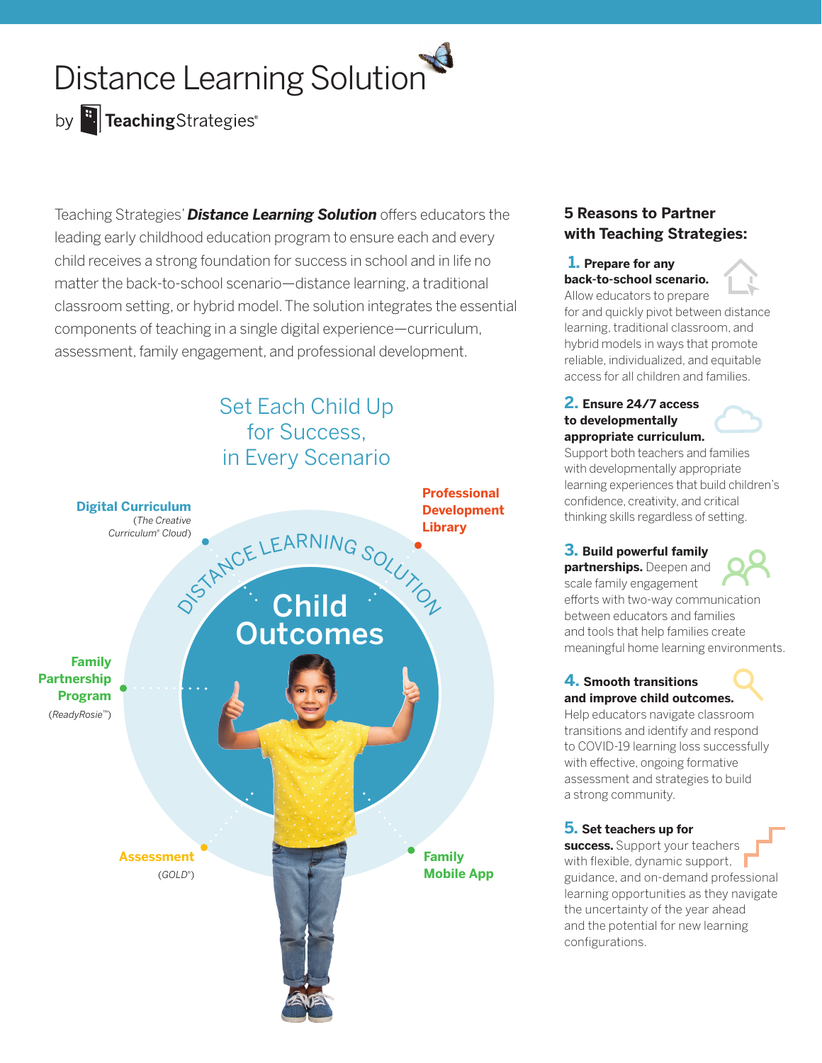# Distance Learning Solution

by TeachingStrategies®

Teaching Strategies' ***Distance Learning Solution*** offers educators the leading early childhood education program to ensure each and every child receives a strong foundation for success in school and in life no matter the back-to-school scenario—distance learning, a traditional classroom setting, or hybrid model. The solution integrates the essential components of teaching in a single digital experience—curriculum, assessment, family engagement, and professional development.

## Set Each Child Up for Success, in Every Scenario

DISTANCE LEARNING SOLUTION

**Child Outcomes**

- **Digital Curriculum** (*The Creative Curriculum® Cloud*)
- **Professional Development Library**
- **Family Partnership Program** (*ReadyRosie™*)
- **Assessment** (*GOLD®*)
- **Family Mobile App**

## 5 Reasons to Partner with Teaching Strategies:

**1. Prepare for any back-to-school scenario.** Allow educators to prepare for and quickly pivot between distance learning, traditional classroom, and hybrid models in ways that promote reliable, individualized, and equitable access for all children and families.

**2. Ensure 24/7 access to developmentally appropriate curriculum.** Support both teachers and families with developmentally appropriate learning experiences that build children's confidence, creativity, and critical thinking skills regardless of setting.

**3. Build powerful family partnerships.** Deepen and scale family engagement efforts with two-way communication between educators and families and tools that help families create meaningful home learning environments.

**4. Smooth transitions and improve child outcomes.** Help educators navigate classroom transitions and identify and respond to COVID-19 learning loss successfully with effective, ongoing formative assessment and strategies to build a strong community.

**5. Set teachers up for success.** Support your teachers with flexible, dynamic support, guidance, and on-demand professional learning opportunities as they navigate the uncertainty of the year ahead and the potential for new learning configurations.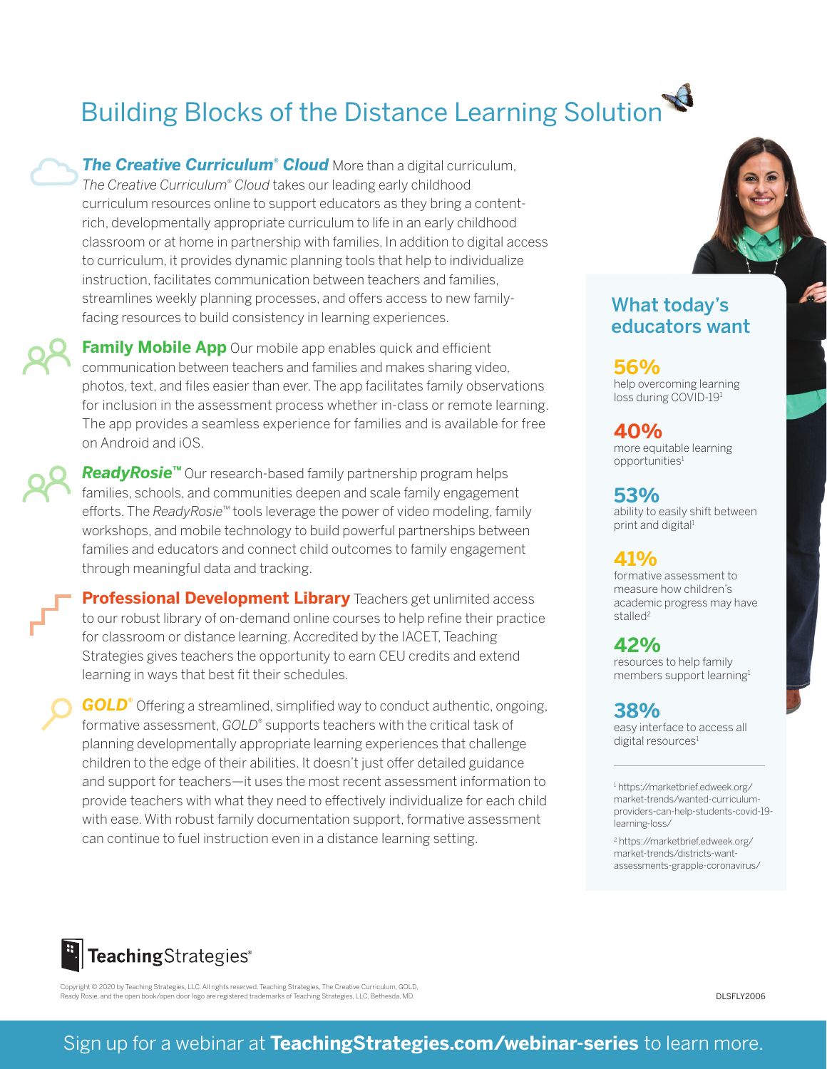# Building Blocks of the Distance Learning Solution

***The Creative Curriculum® Cloud*** More than a digital curriculum, *The Creative Curriculum® Cloud* takes our leading early childhood curriculum resources online to support educators as they bring a content-rich, developmentally appropriate curriculum to life in an early childhood classroom or at home in partnership with families. In addition to digital access to curriculum, it provides dynamic planning tools that help to individualize instruction, facilitates communication between teachers and families, streamlines weekly planning processes, and offers access to new family-facing resources to build consistency in learning experiences.

**Family Mobile App** Our mobile app enables quick and efficient communication between teachers and families and makes sharing video, photos, text, and files easier than ever. The app facilitates family observations for inclusion in the assessment process whether in-class or remote learning. The app provides a seamless experience for families and is available for free on Android and iOS.

***ReadyRosie™*** Our research-based family partnership program helps families, schools, and communities deepen and scale family engagement efforts. The *ReadyRosie™* tools leverage the power of video modeling, family workshops, and mobile technology to build powerful partnerships between families and educators and connect child outcomes to family engagement through meaningful data and tracking.

**Professional Development Library** Teachers get unlimited access to our robust library of on-demand online courses to help refine their practice for classroom or distance learning. Accredited by the IACET, Teaching Strategies gives teachers the opportunity to earn CEU credits and extend learning in ways that best fit their schedules.

***GOLD®*** Offering a streamlined, simplified way to conduct authentic, ongoing, formative assessment, *GOLD®* supports teachers with the critical task of planning developmentally appropriate learning experiences that challenge children to the edge of their abilities. It doesn't just offer detailed guidance and support for teachers—it uses the most recent assessment information to provide teachers with what they need to effectively individualize for each child with ease. With robust family documentation support, formative assessment can continue to fuel instruction even in a distance learning setting.

## What today's educators want

**56%**
help overcoming learning loss during COVID-19[1]

**40%**
more equitable learning opportunities[1]

**53%**
ability to easily shift between print and digital[1]

**41%**
formative assessment to measure how children's academic progress may have stalled[2]

**42%**
resources to help family members support learning[1]

**38%**
easy interface to access all digital resources[1]

[1] https://marketbrief.edweek.org/market-trends/wanted-curriculum-providers-can-help-students-covid-19-learning-loss/

[2] https://marketbrief.edweek.org/market-trends/districts-want-assessments-grapple-coronavirus/

TeachingStrategies®

Copyright © 2020 by Teaching Strategies, LLC. All rights reserved. Teaching Strategies, The Creative Curriculum, GOLD, Ready Rosie, and the open book/open door logo are registered trademarks of Teaching Strategies, LLC, Bethesda, MD.

DLSFLY2006

Sign up for a webinar at **TeachingStrategies.com/webinar-series** to learn more.